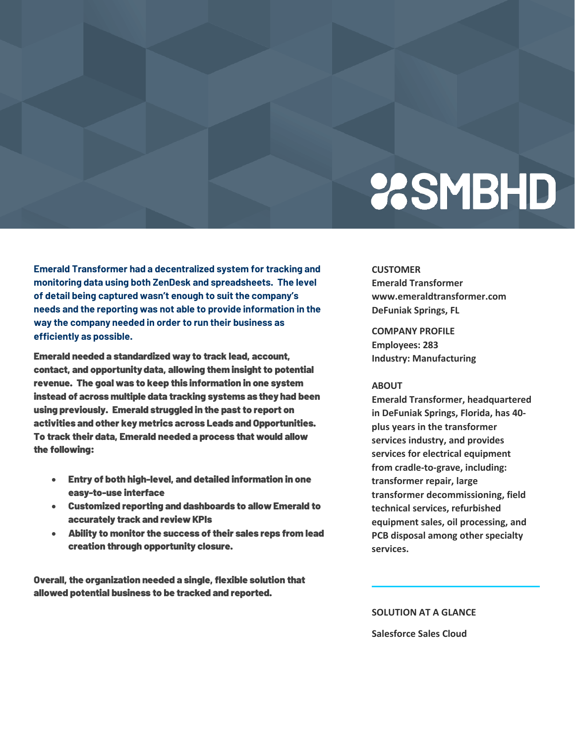**SMBHD**

**Emerald Transformer had a decentralized system for tracking and monitoring data using both ZenDesk and spreadsheets. The level of detail being captured wasn't enough to suit the company's needs and the reporting was not able to provide information in the way the company needed in order to run their business as efficiently as possible.**

**Emerald needed a standardized way to track lead, account, contact, and opportunity data, allowing them insight to potential revenue. The goal was to keep this information in one system instead of across multiple data tracking systems as they had been using previously. Emerald struggled in the past to report on activities and other key metrics across Leads and Opportunities. To track their data, Emerald needed a process that would allow the following:**

- **Entry of both high-level, and detailed information in one easy-to-use interface**
- **Customized reporting and dashboards to allow Emerald to accurately track and review KPIs**
- **Ability to monitor the success of their sales reps from lead creation through opportunity closure.**

**Overall, the organization needed a single, flexible solution that allowed potential business to be tracked and reported.**

**CUSTOMER**

**Emerald Transformer**
**www.emeraldtransformer.com**
**DeFuniak Springs, FL**

**COMPANY PROFILE**

**Employees: 283**
**Industry: Manufacturing**

**ABOUT**

**Emerald Transformer, headquartered in DeFuniak Springs, Florida, has 40-plus years in the transformer services industry, and provides services for electrical equipment from cradle-to-grave, including: transformer repair, large transformer decommissioning, field technical services, refurbished equipment sales, oil processing, and PCB disposal among other specialty services.**

**SOLUTION AT A GLANCE**

**Salesforce Sales Cloud**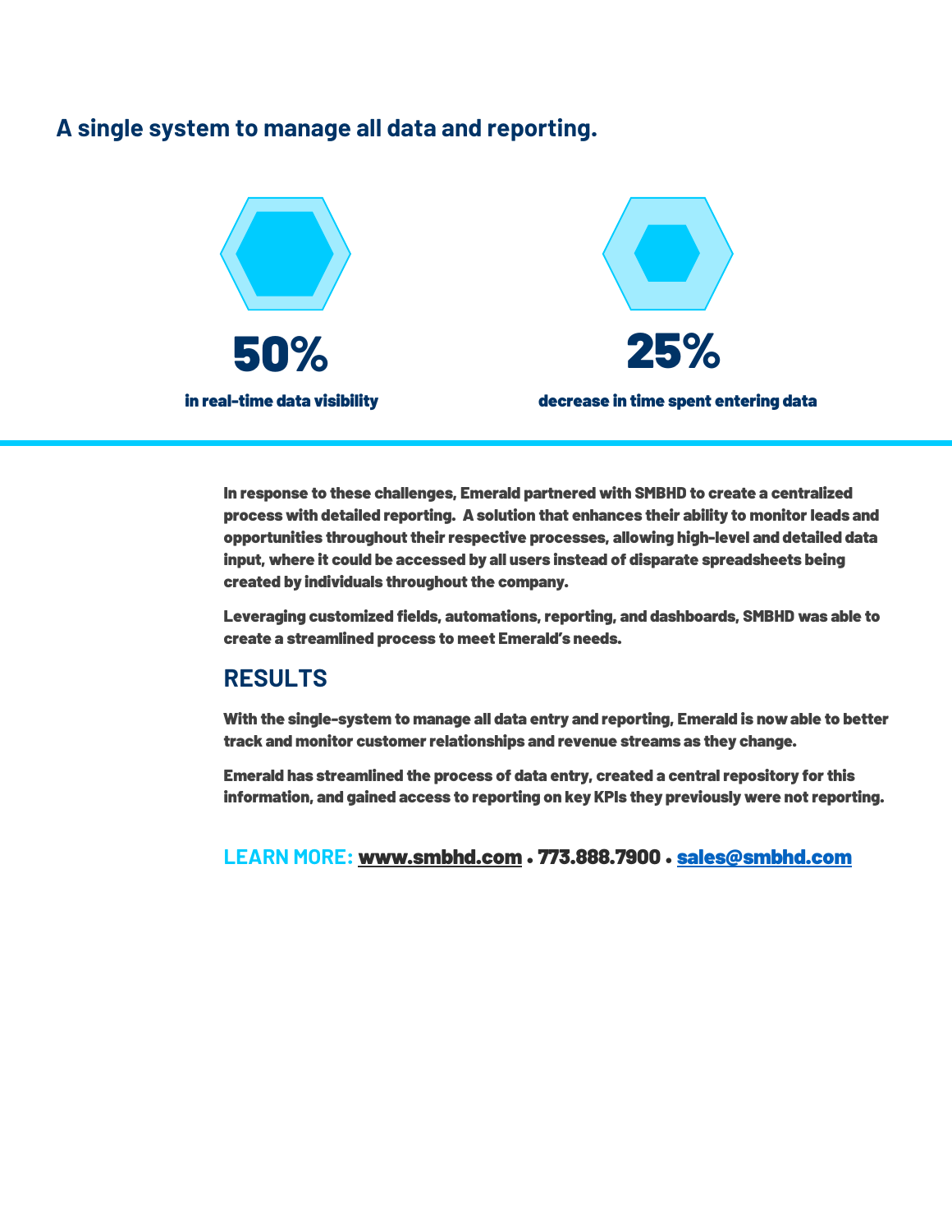## A single system to manage all data and reporting.

**50%**

**in real-time data visibility**

**25%**

**decrease in time spent entering data**

In response to these challenges, Emerald partnered with SMBHD to create a centralized process with detailed reporting. A solution that enhances their ability to monitor leads and opportunities throughout their respective processes, allowing high-level and detailed data input, where it could be accessed by all users instead of disparate spreadsheets being created by individuals throughout the company.

Leveraging customized fields, automations, reporting, and dashboards, SMBHD was able to create a streamlined process to meet Emerald's needs.

## RESULTS

With the single-system to manage all data entry and reporting, Emerald is now able to better track and monitor customer relationships and revenue streams as they change.

Emerald has streamlined the process of data entry, created a central repository for this information, and gained access to reporting on key KPIs they previously were not reporting.

**LEARN MORE:** www.smbhd.com • 773.888.7900 • sales@smbhd.com